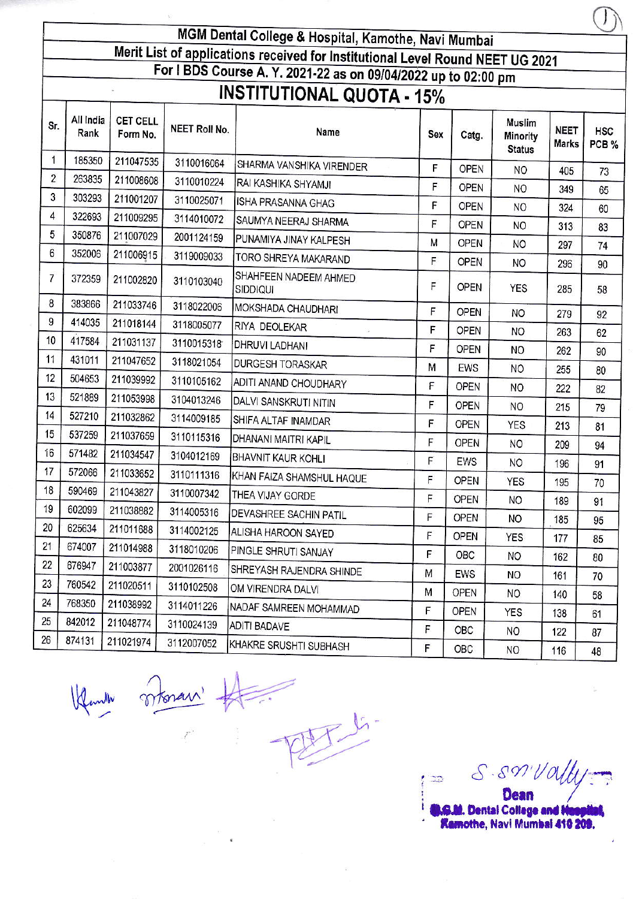# MGM Dental College & Hospital, Kamothe, Navi Mumbai

## Merit List of applications received for Institutional Level Round NEET UG 2021

### For I BDS Course A. Y. 2021-22 as on 09/04/2022 up to 02:00 pm

## INSTITUTIONAL QUOTA - 15%

| Sr. | All India Rank | CET CELL Form No. | NEET Roll No. | Name | Sex | Catg. | Muslim Minority Status | NEET Marks | HSC PCB % |
|---|---|---|---|---|---|---|---|---|---|
| 1 | 185350 | 211047535 | 3110016064 | SHARMA VANSHIKA VIRENDER | F | OPEN | NO | 405 | 73 |
| 2 | 263835 | 211008608 | 3110010224 | RAI KASHIKA SHYAMJI | F | OPEN | NO | 349 | 65 |
| 3 | 303293 | 211001207 | 3110025071 | ISHA PRASANNA GHAG | F | OPEN | NO | 324 | 60 |
| 4 | 322693 | 211009295 | 3114010072 | SAUMYA NEERAJ SHARMA | F | OPEN | NO | 313 | 83 |
| 5 | 350876 | 211007029 | 2001124159 | PUNAMIYA JINAY KALPESH | M | OPEN | NO | 297 | 74 |
| 6 | 352006 | 211006915 | 3119009033 | TORO SHREYA MAKARAND | F | OPEN | NO | 296 | 90 |
| 7 | 372359 | 211002820 | 3110103040 | SHAHFEEN NADEEM AHMED SIDDIQUI | F | OPEN | YES | 285 | 58 |
| 8 | 383866 | 211033746 | 3118022006 | MOKSHADA CHAUDHARI | F | OPEN | NO | 279 | 92 |
| 9 | 414035 | 211018144 | 3118005077 | RIYA DEOLEKAR | F | OPEN | NO | 263 | 62 |
| 10 | 417584 | 211031137 | 3110015318 | DHRUVI LADHANI | F | OPEN | NO | 262 | 90 |
| 11 | 431011 | 211047652 | 3118021054 | DURGESH TORASKAR | M | EWS | NO | 255 | 80 |
| 12 | 504653 | 211039992 | 3110105162 | ADITI ANAND CHOUDHARY | F | OPEN | NO | 222 | 82 |
| 13 | 521889 | 211053998 | 3104013246 | DALVI SANSKRUTI NITIN | F | OPEN | NO | 215 | 79 |
| 14 | 527210 | 211032862 | 3114009185 | SHIFA ALTAF INAMDAR | F | OPEN | YES | 213 | 81 |
| 15 | 537259 | 211037659 | 3110115316 | DHANANI MAITRI KAPIL | F | OPEN | NO | 209 | 94 |
| 16 | 571482 | 211034547 | 3104012169 | BHAVNIT KAUR KOHLI | F | EWS | NO | 196 | 91 |
| 17 | 572066 | 211033652 | 3110111316 | KHAN FAIZA SHAMSHUL HAQUE | F | OPEN | YES | 195 | 70 |
| 18 | 590469 | 211043827 | 3110007342 | THEA VIJAY GORDE | F | OPEN | NO | 189 | 91 |
| 19 | 602099 | 211038882 | 3114005316 | DEVASHREE SACHIN PATIL | F | OPEN | NO | 185 | 95 |
| 20 | 625634 | 211011688 | 3114002125 | ALISHA HAROON SAYED | F | OPEN | YES | 177 | 85 |
| 21 | 674007 | 211014988 | 3118010206 | PINGLE SHRUTI SANJAY | F | OBC | NO | 162 | 80 |
| 22 | 676947 | 211003877 | 2001026116 | SHREYASH RAJENDRA SHINDE | M | EWS | NO | 161 | 70 |
| 23 | 760542 | 211020511 | 3110102508 | OM VIRENDRA DALVI | M | OPEN | NO | 140 | 58 |
| 24 | 768350 | 211038992 | 3114011226 | NADAF SAMREEN MOHAMMAD | F | OPEN | YES | 138 | 61 |
| 25 | 842012 | 211048774 | 3110024139 | ADITI BADAVE | F | OBC | NO | 122 | 87 |
| 26 | 874131 | 211021974 | 3112007052 | KHAKRE SRUSHTI SUBHASH | F | OBC | NO | 116 | 48 |

S. Srivally
Dean
M.G.M. Dental College and Hospital,
Kamothe, Navi Mumbai 410 209.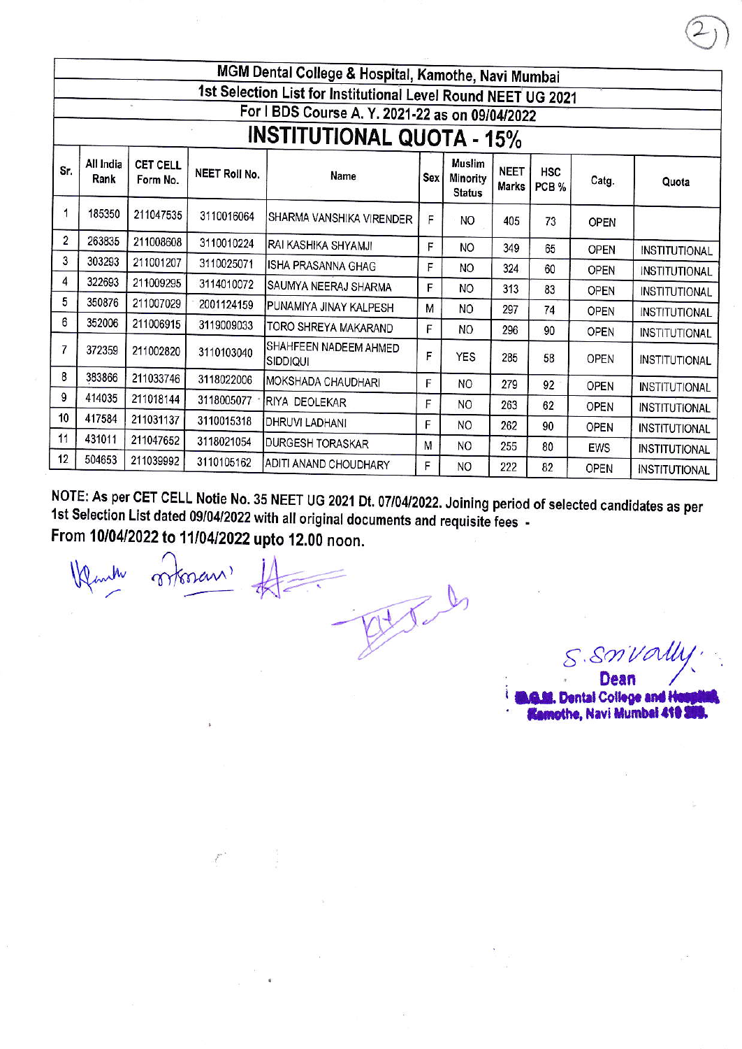# MGM Dental College & Hospital, Kamothe, Navi Mumbai

## 1st Selection List for Institutional Level Round NEET UG 2021

### For I BDS Course A. Y. 2021-22 as on 09/04/2022

## INSTITUTIONAL QUOTA - 15%

| Sr. | All India Rank | CET CELL Form No. | NEET Roll No. | Name | Sex | Muslim Minority Status | NEET Marks | HSC PCB % | Catg. | Quota |
|---|---|---|---|---|---|---|---|---|---|---|
| 1 | 185350 | 211047535 | 3110016064 | SHARMA VANSHIKA VIRENDER | F | NO | 405 | 73 | OPEN | |
| 2 | 263835 | 211008608 | 3110010224 | RAI KASHIKA SHYAMJI | F | NO | 349 | 65 | OPEN | INSTITUTIONAL |
| 3 | 303293 | 211001207 | 3110025071 | ISHA PRASANNA GHAG | F | NO | 324 | 60 | OPEN | INSTITUTIONAL |
| 4 | 322693 | 211009295 | 3114010072 | SAUMYA NEERAJ SHARMA | F | NO | 313 | 83 | OPEN | INSTITUTIONAL |
| 5 | 350876 | 211007029 | 2001124159 | PUNAMIYA JINAY KALPESH | M | NO | 297 | 74 | OPEN | INSTITUTIONAL |
| 6 | 352006 | 211006915 | 3119009033 | TORO SHREYA MAKARAND | F | NO | 296 | 90 | OPEN | INSTITUTIONAL |
| 7 | 372359 | 211002820 | 3110103040 | SHAHFEEN NADEEM AHMED SIDDIQUI | F | YES | 285 | 58 | OPEN | INSTITUTIONAL |
| 8 | 383866 | 211033746 | 3118022006 | MOKSHADA CHAUDHARI | F | NO | 279 | 92 | OPEN | INSTITUTIONAL |
| 9 | 414035 | 211018144 | 3118005077 | RIYA DEOLEKAR | F | NO | 263 | 62 | OPEN | INSTITUTIONAL |
| 10 | 417584 | 211031137 | 3110015318 | DHRUVI LADHANI | F | NO | 262 | 90 | OPEN | INSTITUTIONAL |
| 11 | 431011 | 211047652 | 3118021054 | DURGESH TORASKAR | M | NO | 255 | 80 | EWS | INSTITUTIONAL |
| 12 | 504653 | 211039992 | 3110105162 | ADITI ANAND CHOUDHARY | F | NO | 222 | 82 | OPEN | INSTITUTIONAL |

**NOTE: As per CET CELL Notie No. 35 NEET UG 2021 Dt. 07/04/2022. Joining period of selected candidates as per 1st Selection List dated 09/04/2022 with all original documents and requisite fees -**

**From 10/04/2022 to 11/04/2022 upto 12.00 noon.**

S. Srivally

**Dean**

**M.G.M. Dental College and Hospital,**
**Kamothe, Navi Mumbai 410 209.**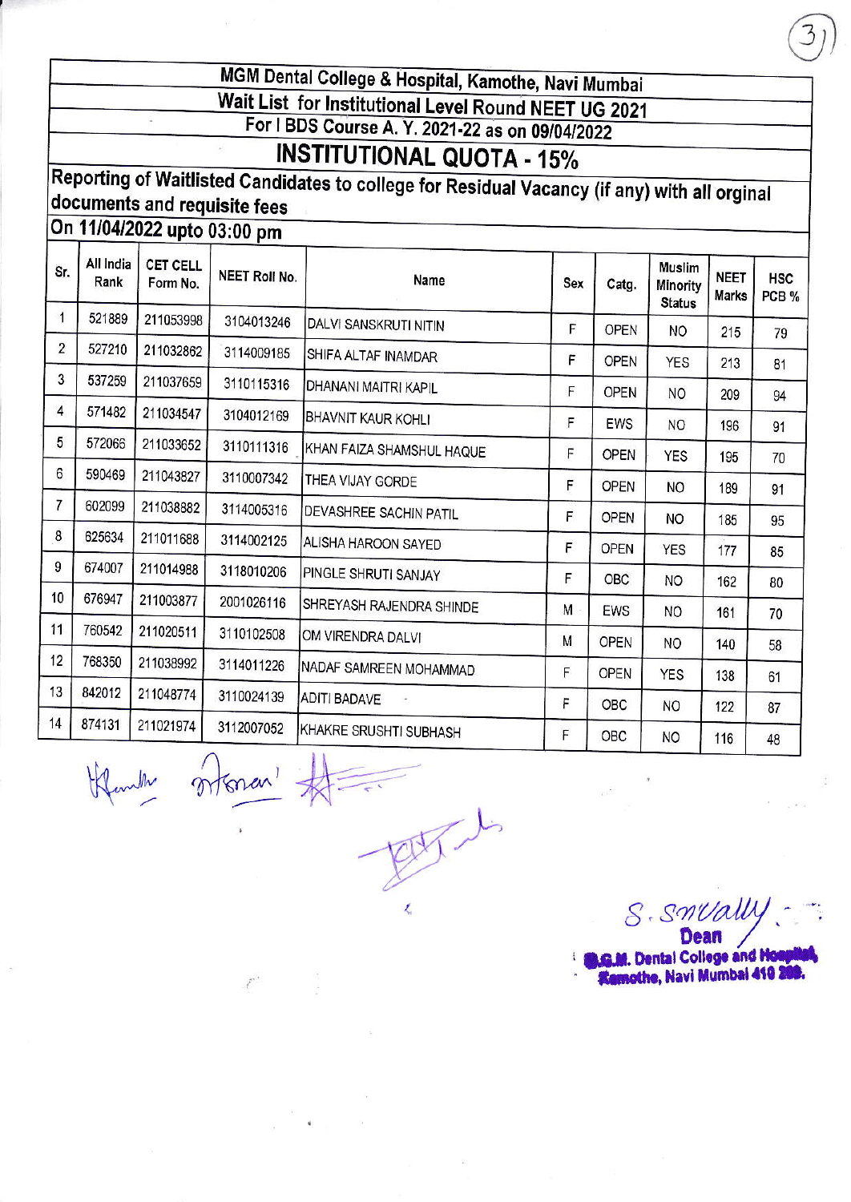# MGM Dental College & Hospital, Kamothe, Navi Mumbai

## Wait List for Institutional Level Round NEET UG 2021

### For I BDS Course A. Y. 2021-22 as on 09/04/2022

## INSTITUTIONAL QUOTA - 15%

**Reporting of Waitlisted Candidates to college for Residual Vacancy (if any) with all orginal documents and requisite fees**

**On 11/04/2022 upto 03:00 pm**

| Sr. | All India Rank | CET CELL Form No. | NEET Roll No. | Name | Sex | Catg. | Muslim Minority Status | NEET Marks | HSC PCB % |
|---|---|---|---|---|---|---|---|---|---|
| 1 | 521889 | 211053998 | 3104013246 | DALVI SANSKRUTI NITIN | F | OPEN | NO | 215 | 79 |
| 2 | 527210 | 211032862 | 3114009185 | SHIFA ALTAF INAMDAR | F | OPEN | YES | 213 | 81 |
| 3 | 537259 | 211037659 | 3110115316 | DHANANI MAITRI KAPIL | F | OPEN | NO | 209 | 94 |
| 4 | 571482 | 211034547 | 3104012169 | BHAVNIT KAUR KOHLI | F | EWS | NO | 196 | 91 |
| 5 | 572066 | 211033652 | 3110111316 | KHAN FAIZA SHAMSHUL HAQUE | F | OPEN | YES | 195 | 70 |
| 6 | 590469 | 211043827 | 3110007342 | THEA VIJAY GORDE | F | OPEN | NO | 189 | 91 |
| 7 | 602099 | 211038882 | 3114005316 | DEVASHREE SACHIN PATIL | F | OPEN | NO | 185 | 95 |
| 8 | 625634 | 211011688 | 3114002125 | ALISHA HAROON SAYED | F | OPEN | YES | 177 | 85 |
| 9 | 674007 | 211014988 | 3118010206 | PINGLE SHRUTI SANJAY | F | OBC | NO | 162 | 80 |
| 10 | 676947 | 211003877 | 2001026116 | SHREYASH RAJENDRA SHINDE | M | EWS | NO | 161 | 70 |
| 11 | 760542 | 211020511 | 3110102508 | OM VIRENDRA DALVI | M | OPEN | NO | 140 | 58 |
| 12 | 768350 | 211038992 | 3114011226 | NADAF SAMREEN MOHAMMAD | F | OPEN | YES | 138 | 61 |
| 13 | 842012 | 211048774 | 3110024139 | ADITI BADAVE | F | OBC | NO | 122 | 87 |
| 14 | 874131 | 211021974 | 3112007052 | KHAKRE SRUSHTI SUBHASH | F | OBC | NO | 116 | 48 |

S. Snvally

Dean

M.G.M. Dental College and Hospital,
Kamothe, Navi Mumbai 410 209.